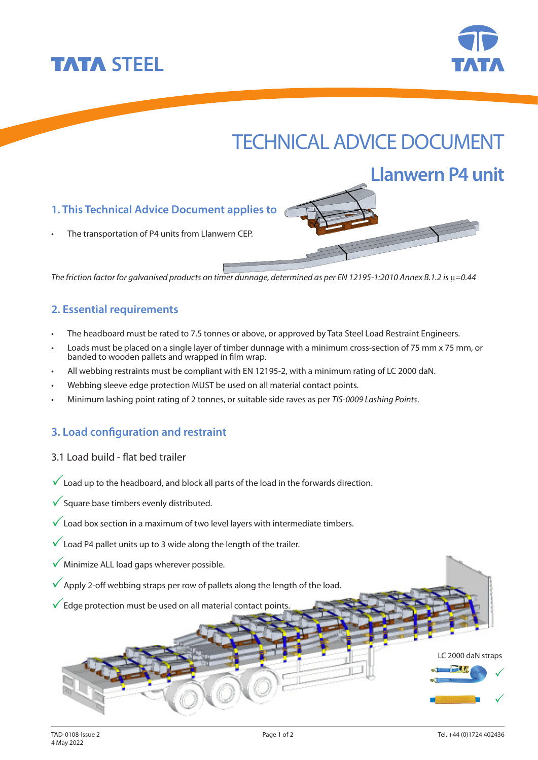TATA STEEL

# TECHNICAL ADVICE DOCUMENT

## Llanwern P4 unit

### 1. This Technical Advice Document applies to

- The transportation of P4 units from Llanwern CEP.

*The friction factor for galvanised products on timer dunnage, determined as per EN 12195-1:2010 Annex B.1.2 is* $\mu$*=0.44*

### 2. Essential requirements

- The headboard must be rated to 7.5 tonnes or above, or approved by Tata Steel Load Restraint Engineers.
- Loads must be placed on a single layer of timber dunnage with a minimum cross-section of 75 mm x 75 mm, or banded to wooden pallets and wrapped in film wrap.
- All webbing restraints must be compliant with EN 12195-2, with a minimum rating of LC 2000 daN.
- Webbing sleeve edge protection MUST be used on all material contact points.
- Minimum lashing point rating of 2 tonnes, or suitable side raves as per *TIS-0009 Lashing Points*.

### 3. Load configuration and restraint

3.1 Load build - flat bed trailer

✓ Load up to the headboard, and block all parts of the load in the forwards direction.

✓ Square base timbers evenly distributed.

✓ Load box section in a maximum of two level layers with intermediate timbers.

✓ Load P4 pallet units up to 3 wide along the length of the trailer.

✓ Minimize ALL load gaps wherever possible.

✓ Apply 2-off webbing straps per row of pallets along the length of the load.

✓ Edge protection must be used on all material contact points.

LC 2000 daN straps ✓ ✓

TAD-0108-Issue 2
4 May 2022

Tel. +44 (0)1724 402436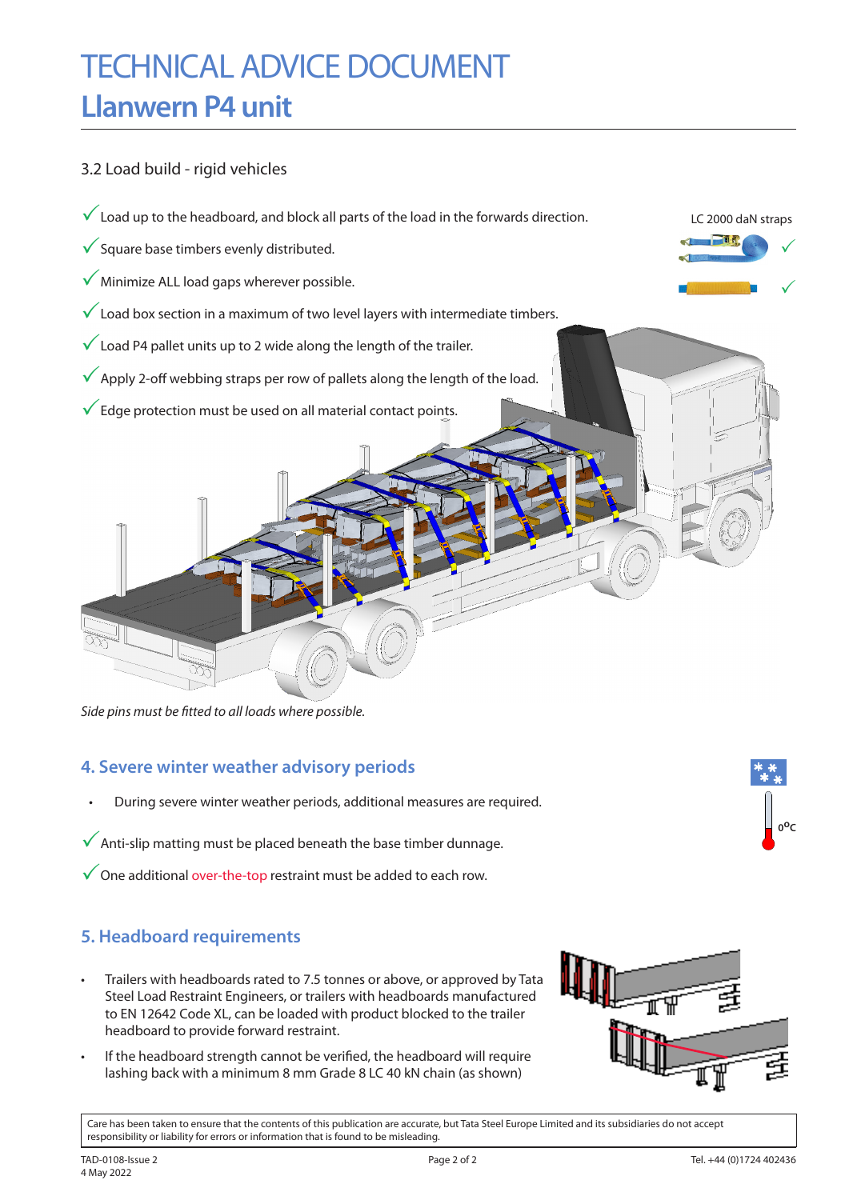# TECHNICAL ADVICE DOCUMENT

# Llanwern P4 unit

## 3.2 Load build - rigid vehicles

✓ Load up to the headboard, and block all parts of the load in the forwards direction.

✓ Square base timbers evenly distributed.

✓ Minimize ALL load gaps wherever possible.

✓ Load box section in a maximum of two level layers with intermediate timbers.

✓ Load P4 pallet units up to 2 wide along the length of the trailer.

✓ Apply 2-off webbing straps per row of pallets along the length of the load.

✓ Edge protection must be used on all material contact points.

LC 2000 daN straps ✓ ✓

*Side pins must be fitted to all loads where possible.*

## 4. Severe winter weather advisory periods

- During severe winter weather periods, additional measures are required.

✓ Anti-slip matting must be placed beneath the base timber dunnage.

✓ One additional over-the-top restraint must be added to each row.

0ºC

## 5. Headboard requirements

- Trailers with headboards rated to 7.5 tonnes or above, or approved by Tata Steel Load Restraint Engineers, or trailers with headboards manufactured to EN 12642 Code XL, can be loaded with product blocked to the trailer headboard to provide forward restraint.
- If the headboard strength cannot be verified, the headboard will require lashing back with a minimum 8 mm Grade 8 LC 40 kN chain (as shown)

Care has been taken to ensure that the contents of this publication are accurate, but Tata Steel Europe Limited and its subsidiaries do not accept responsibility or liability for errors or information that is found to be misleading.

TAD-0108-Issue 2
4 May 2022

Tel. +44 (0)1724 402436